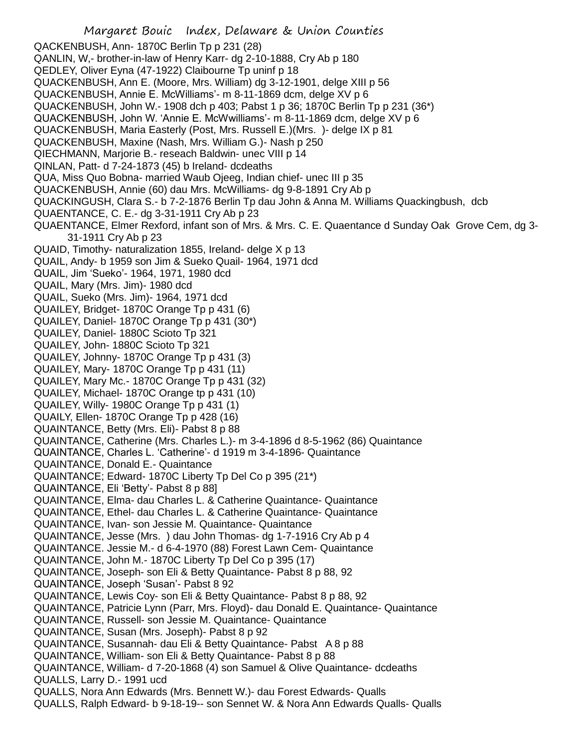QACKENBUSH, Ann- 1870C Berlin Tp p 231 (28)
QANLIN, W,- brother-in-law of Henry Karr- dg 2-10-1888, Cry Ab p 180
QEDLEY, Oliver Eyna (47-1922) Claibourne Tp uninf p 18
QUACKENBUSH, Ann E. (Moore, Mrs. William) dg 3-12-1901, delge XIII p 56
QUACKENBUSH, Annie E. McWilliams'- m 8-11-1869 dcm, delge XV p 6
QUACKENBUSH, John W.- 1908 dch p 403; Pabst 1 p 36; 1870C Berlin Tp p 231 (36*)
QUACKENBUSH, John W. 'Annie E. McWwilliams'- m 8-11-1869 dcm, delge XV p 6
QUACKENBUSH, Maria Easterly (Post, Mrs. Russell E.)(Mrs. )- delge IX p 81
QUACKENBUSH, Maxine (Nash, Mrs. William G.)- Nash p 250
QIECHMANN, Marjorie B.- reseach Baldwin- unec VIII p 14
QINLAN, Patt- d 7-24-1873 (45) b Ireland- dcdeaths
QUA, Miss Quo Bobna- married Waub Ojeeg, Indian chief- unec III p 35
QUACKENBUSH, Annie (60) dau Mrs. McWilliams- dg 9-8-1891 Cry Ab p
QUACKINGUSH, Clara S.- b 7-2-1876 Berlin Tp dau John & Anna M. Williams Quackingbush, dcb
QUAENTANCE, C. E.- dg 3-31-1911 Cry Ab p 23
QUAENTANCE, Elmer Rexford, infant son of Mrs. & Mrs. C. E. Quaentance d Sunday Oak Grove Cem, dg 3-31-1911 Cry Ab p 23
QUAID, Timothy- naturalization 1855, Ireland- delge X p 13
QUAIL, Andy- b 1959 son Jim & Sueko Quail- 1964, 1971 dcd
QUAIL, Jim 'Sueko'- 1964, 1971, 1980 dcd
QUAIL, Mary (Mrs. Jim)- 1980 dcd
QUAIL, Sueko (Mrs. Jim)- 1964, 1971 dcd
QUAILEY, Bridget- 1870C Orange Tp p 431 (6)
QUAILEY, Daniel- 1870C Orange Tp p 431 (30*)
QUAILEY, Daniel- 1880C Scioto Tp 321
QUAILEY, John- 1880C Scioto Tp 321
QUAILEY, Johnny- 1870C Orange Tp p 431 (3)
QUAILEY, Mary- 1870C Orange Tp p 431 (11)
QUAILEY, Mary Mc.- 1870C Orange Tp p 431 (32)
QUAILEY, Michael- 1870C Orange tp p 431 (10)
QUAILEY, Willy- 1980C Orange Tp p 431 (1)
QUAILY, Ellen- 1870C Orange Tp p 428 (16)
QUAINTANCE, Betty (Mrs. Eli)- Pabst 8 p 88
QUAINTANCE, Catherine (Mrs. Charles L.)- m 3-4-1896 d 8-5-1962 (86) Quaintance
QUAINTANCE, Charles L. 'Catherine'- d 1919 m 3-4-1896- Quaintance
QUAINTANCE, Donald E.- Quaintance
QUAINTANCE; Edward- 1870C Liberty Tp Del Co p 395 (21*)
QUAINTANCE, Eli 'Betty'- Pabst 8 p 88]
QUAINTANCE, Elma- dau Charles L. & Catherine Quaintance- Quaintance
QUAINTANCE, Ethel- dau Charles L. & Catherine Quaintance- Quaintance
QUAINTANCE, Ivan- son Jessie M. Quaintance- Quaintance
QUAINTANCE, Jesse (Mrs. ) dau John Thomas- dg 1-7-1916 Cry Ab p 4
QUAINTANCE. Jessie M.- d 6-4-1970 (88) Forest Lawn Cem- Quaintance
QUAINTANCE, John M.- 1870C Liberty Tp Del Co p 395 (17)
QUAINTANCE, Joseph- son Eli & Betty Quaintance- Pabst 8 p 88, 92
QUAINTANCE, Joseph 'Susan'- Pabst 8 92
QUAINTANCE, Lewis Coy- son Eli & Betty Quaintance- Pabst 8 p 88, 92
QUAINTANCE, Patricie Lynn (Parr, Mrs. Floyd)- dau Donald E. Quaintance- Quaintance
QUAINTANCE, Russell- son Jessie M. Quaintance- Quaintance
QUAINTANCE, Susan (Mrs. Joseph)- Pabst 8 p 92
QUAINTANCE, Susannah- dau Eli & Betty Quaintance- Pabst A 8 p 88
QUAINTANCE, William- son Eli & Betty Quaintance- Pabst 8 p 88
QUAINTANCE, William- d 7-20-1868 (4) son Samuel & Olive Quaintance- dcdeaths
QUALLS, Larry D.- 1991 ucd
QUALLS, Nora Ann Edwards (Mrs. Bennett W.)- dau Forest Edwards- Qualls
QUALLS, Ralph Edward- b 9-18-19-- son Sennet W. & Nora Ann Edwards Qualls- Qualls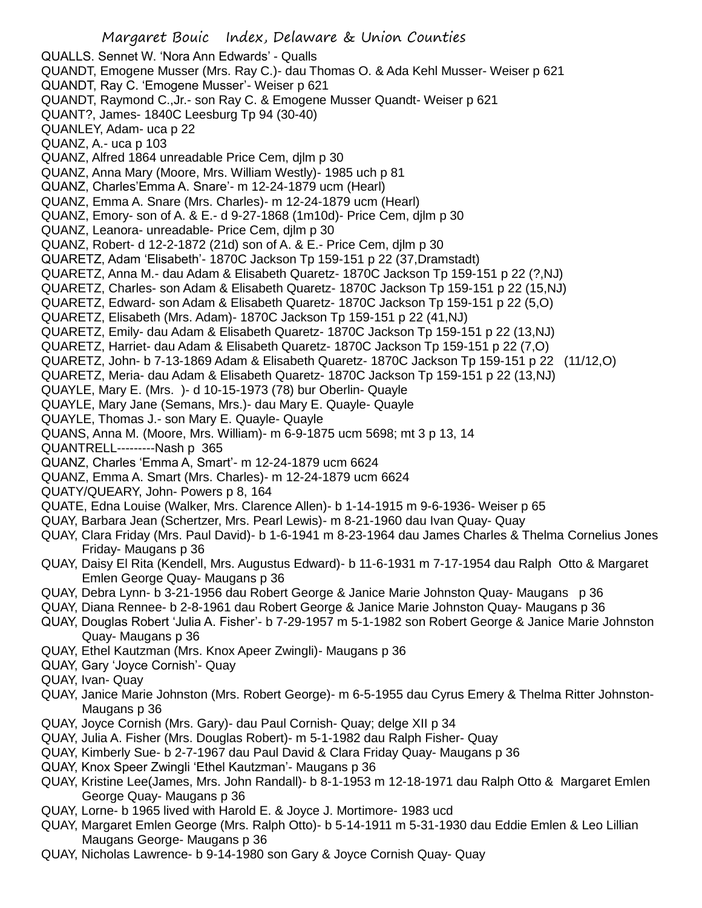QUALLS. Sennet W. 'Nora Ann Edwards' - Qualls
QUANDT, Emogene Musser (Mrs. Ray C.)- dau Thomas O. & Ada Kehl Musser- Weiser p 621
QUANDT, Ray C. 'Emogene Musser'- Weiser p 621
QUANDT, Raymond C.,Jr.- son Ray C. & Emogene Musser Quandt- Weiser p 621
QUANT?, James- 1840C Leesburg Tp 94 (30-40)
QUANLEY, Adam- uca p 22
QUANZ, A.- uca p 103
QUANZ, Alfred 1864 unreadable Price Cem, djlm p 30
QUANZ, Anna Mary (Moore, Mrs. William Westly)- 1985 uch p 81
QUANZ, Charles'Emma A. Snare'- m 12-24-1879 ucm (Hearl)
QUANZ, Emma A. Snare (Mrs. Charles)- m 12-24-1879 ucm (Hearl)
QUANZ, Emory- son of A. & E.- d 9-27-1868 (1m10d)- Price Cem, djlm p 30
QUANZ, Leanora- unreadable- Price Cem, djlm p 30
QUANZ, Robert- d 12-2-1872 (21d) son of A. & E.- Price Cem, djlm p 30
QUARETZ, Adam 'Elisabeth'- 1870C Jackson Tp 159-151 p 22 (37,Dramstadt)
QUARETZ, Anna M.- dau Adam & Elisabeth Quaretz- 1870C Jackson Tp 159-151 p 22 (?,NJ)
QUARETZ, Charles- son Adam & Elisabeth Quaretz- 1870C Jackson Tp 159-151 p 22 (15,NJ)
QUARETZ, Edward- son Adam & Elisabeth Quaretz- 1870C Jackson Tp 159-151 p 22 (5,O)
QUARETZ, Elisabeth (Mrs. Adam)- 1870C Jackson Tp 159-151 p 22 (41,NJ)
QUARETZ, Emily- dau Adam & Elisabeth Quaretz- 1870C Jackson Tp 159-151 p 22 (13,NJ)
QUARETZ, Harriet- dau Adam & Elisabeth Quaretz- 1870C Jackson Tp 159-151 p 22 (7,O)
QUARETZ, John- b 7-13-1869 Adam & Elisabeth Quaretz- 1870C Jackson Tp 159-151 p 22 (11/12,O)
QUARETZ, Meria- dau Adam & Elisabeth Quaretz- 1870C Jackson Tp 159-151 p 22 (13,NJ)
QUAYLE, Mary E. (Mrs. )- d 10-15-1973 (78) bur Oberlin- Quayle
QUAYLE, Mary Jane (Semans, Mrs.)- dau Mary E. Quayle- Quayle
QUAYLE, Thomas J.- son Mary E. Quayle- Quayle
QUANS, Anna M. (Moore, Mrs. William)- m 6-9-1875 ucm 5698; mt 3 p 13, 14
QUANTRELL---------Nash p 365
QUANZ, Charles 'Emma A, Smart'- m 12-24-1879 ucm 6624
QUANZ, Emma A. Smart (Mrs. Charles)- m 12-24-1879 ucm 6624
QUATY/QUEARY, John- Powers p 8, 164
QUATE, Edna Louise (Walker, Mrs. Clarence Allen)- b 1-14-1915 m 9-6-1936- Weiser p 65
QUAY, Barbara Jean (Schertzer, Mrs. Pearl Lewis)- m 8-21-1960 dau Ivan Quay- Quay
QUAY, Clara Friday (Mrs. Paul David)- b 1-6-1941 m 8-23-1964 dau James Charles & Thelma Cornelius Jones Friday- Maugans p 36
QUAY, Daisy El Rita (Kendell, Mrs. Augustus Edward)- b 11-6-1931 m 7-17-1954 dau Ralph Otto & Margaret Emlen George Quay- Maugans p 36
QUAY, Debra Lynn- b 3-21-1956 dau Robert George & Janice Marie Johnston Quay- Maugans p 36
QUAY, Diana Rennee- b 2-8-1961 dau Robert George & Janice Marie Johnston Quay- Maugans p 36
QUAY, Douglas Robert 'Julia A. Fisher'- b 7-29-1957 m 5-1-1982 son Robert George & Janice Marie Johnston Quay- Maugans p 36
QUAY, Ethel Kautzman (Mrs. Knox Apeer Zwingli)- Maugans p 36
QUAY, Gary 'Joyce Cornish'- Quay
QUAY, Ivan- Quay
QUAY, Janice Marie Johnston (Mrs. Robert George)- m 6-5-1955 dau Cyrus Emery & Thelma Ritter Johnston- Maugans p 36
QUAY, Joyce Cornish (Mrs. Gary)- dau Paul Cornish- Quay; delge XII p 34
QUAY, Julia A. Fisher (Mrs. Douglas Robert)- m 5-1-1982 dau Ralph Fisher- Quay
QUAY, Kimberly Sue- b 2-7-1967 dau Paul David & Clara Friday Quay- Maugans p 36
QUAY, Knox Speer Zwingli 'Ethel Kautzman'- Maugans p 36
QUAY, Kristine Lee(James, Mrs. John Randall)- b 8-1-1953 m 12-18-1971 dau Ralph Otto & Margaret Emlen George Quay- Maugans p 36
QUAY, Lorne- b 1965 lived with Harold E. & Joyce J. Mortimore- 1983 ucd
QUAY, Margaret Emlen George (Mrs. Ralph Otto)- b 5-14-1911 m 5-31-1930 dau Eddie Emlen & Leo Lillian Maugans George- Maugans p 36
QUAY, Nicholas Lawrence- b 9-14-1980 son Gary & Joyce Cornish Quay- Quay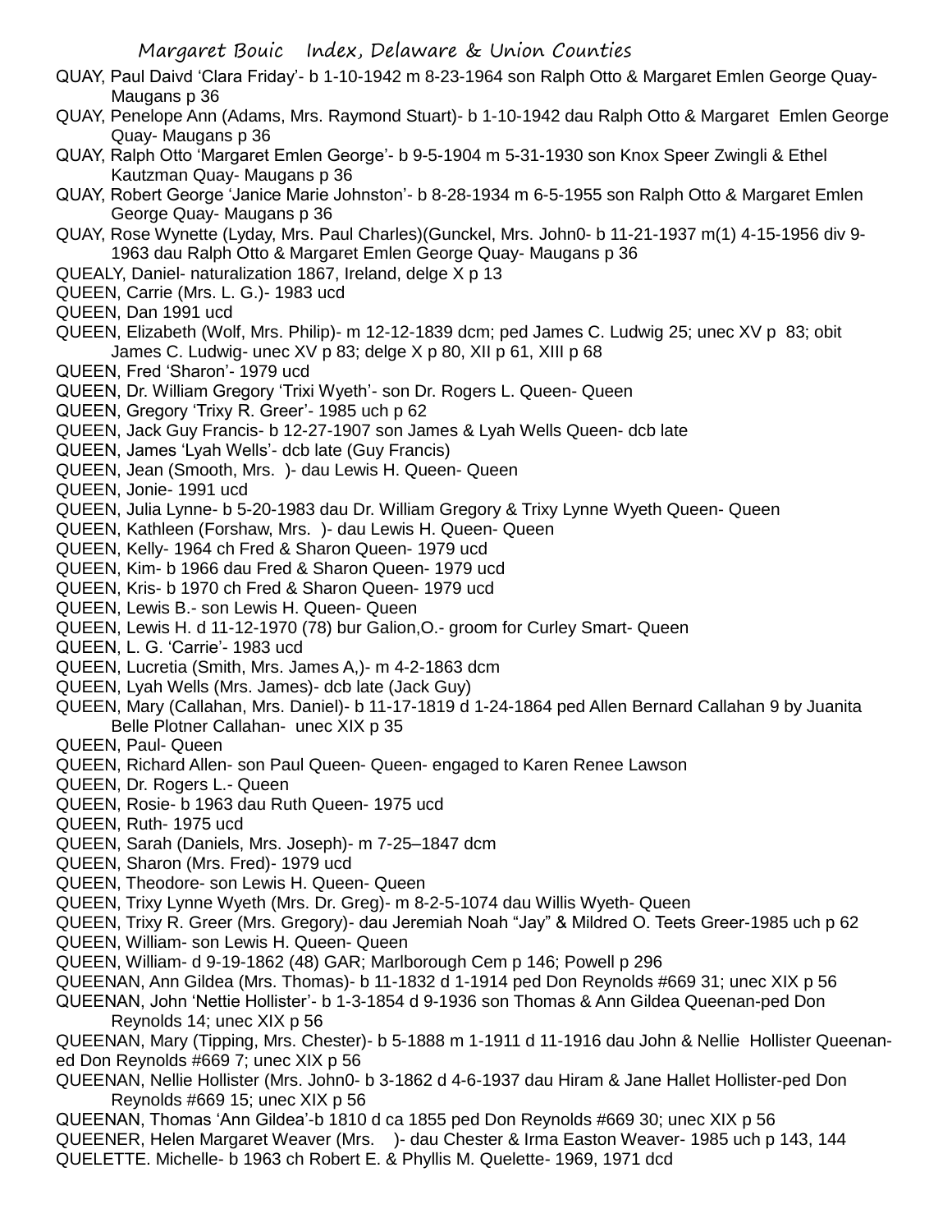QUAY, Paul Daivd 'Clara Friday'- b 1-10-1942 m 8-23-1964 son Ralph Otto & Margaret Emlen George Quay- Maugans p 36

QUAY, Penelope Ann (Adams, Mrs. Raymond Stuart)- b 1-10-1942 dau Ralph Otto & Margaret Emlen George Quay- Maugans p 36

QUAY, Ralph Otto 'Margaret Emlen George'- b 9-5-1904 m 5-31-1930 son Knox Speer Zwingli & Ethel Kautzman Quay- Maugans p 36

QUAY, Robert George 'Janice Marie Johnston'- b 8-28-1934 m 6-5-1955 son Ralph Otto & Margaret Emlen George Quay- Maugans p 36

QUAY, Rose Wynette (Lyday, Mrs. Paul Charles)(Gunckel, Mrs. John0- b 11-21-1937 m(1) 4-15-1956 div 9-1963 dau Ralph Otto & Margaret Emlen George Quay- Maugans p 36

QUEALY, Daniel- naturalization 1867, Ireland, delge X p 13

QUEEN, Carrie (Mrs. L. G.)- 1983 ucd

QUEEN, Dan 1991 ucd

QUEEN, Elizabeth (Wolf, Mrs. Philip)- m 12-12-1839 dcm; ped James C. Ludwig 25; unec XV p 83; obit James C. Ludwig- unec XV p 83; delge X p 80, XII p 61, XIII p 68

QUEEN, Fred 'Sharon'- 1979 ucd

QUEEN, Dr. William Gregory 'Trixi Wyeth'- son Dr. Rogers L. Queen- Queen

QUEEN, Gregory 'Trixy R. Greer'- 1985 uch p 62

QUEEN, Jack Guy Francis- b 12-27-1907 son James & Lyah Wells Queen- dcb late

QUEEN, James 'Lyah Wells'- dcb late (Guy Francis)

QUEEN, Jean (Smooth, Mrs. )- dau Lewis H. Queen- Queen

QUEEN, Jonie- 1991 ucd

QUEEN, Julia Lynne- b 5-20-1983 dau Dr. William Gregory & Trixy Lynne Wyeth Queen- Queen

QUEEN, Kathleen (Forshaw, Mrs. )- dau Lewis H. Queen- Queen

QUEEN, Kelly- 1964 ch Fred & Sharon Queen- 1979 ucd

QUEEN, Kim- b 1966 dau Fred & Sharon Queen- 1979 ucd

QUEEN, Kris- b 1970 ch Fred & Sharon Queen- 1979 ucd

QUEEN, Lewis B.- son Lewis H. Queen- Queen

QUEEN, Lewis H. d 11-12-1970 (78) bur Galion,O.- groom for Curley Smart- Queen

QUEEN, L. G. 'Carrie'- 1983 ucd

QUEEN, Lucretia (Smith, Mrs. James A,)- m 4-2-1863 dcm

QUEEN, Lyah Wells (Mrs. James)- dcb late (Jack Guy)

QUEEN, Mary (Callahan, Mrs. Daniel)- b 11-17-1819 d 1-24-1864 ped Allen Bernard Callahan 9 by Juanita Belle Plotner Callahan- unec XIX p 35

QUEEN, Paul- Queen

QUEEN, Richard Allen- son Paul Queen- Queen- engaged to Karen Renee Lawson

QUEEN, Dr. Rogers L.- Queen

QUEEN, Rosie- b 1963 dau Ruth Queen- 1975 ucd

QUEEN, Ruth- 1975 ucd

QUEEN, Sarah (Daniels, Mrs. Joseph)- m 7-25–1847 dcm

QUEEN, Sharon (Mrs. Fred)- 1979 ucd

QUEEN, Theodore- son Lewis H. Queen- Queen

QUEEN, Trixy Lynne Wyeth (Mrs. Dr. Greg)- m 8-2-5-1074 dau Willis Wyeth- Queen

QUEEN, Trixy R. Greer (Mrs. Gregory)- dau Jeremiah Noah "Jay" & Mildred O. Teets Greer-1985 uch p 62

QUEEN, William- son Lewis H. Queen- Queen

QUEEN, William- d 9-19-1862 (48) GAR; Marlborough Cem p 146; Powell p 296

QUEENAN, Ann Gildea (Mrs. Thomas)- b 11-1832 d 1-1914 ped Don Reynolds #669 31; unec XIX p 56

QUEENAN, John 'Nettie Hollister'- b 1-3-1854 d 9-1936 son Thomas & Ann Gildea Queenan-ped Don Reynolds 14; unec XIX p 56

QUEENAN, Mary (Tipping, Mrs. Chester)- b 5-1888 m 1-1911 d 11-1916 dau John & Nellie Hollister Queenan-ed Don Reynolds #669 7; unec XIX p 56

QUEENAN, Nellie Hollister (Mrs. John0- b 3-1862 d 4-6-1937 dau Hiram & Jane Hallet Hollister-ped Don Reynolds #669 15; unec XIX p 56

QUEENAN, Thomas 'Ann Gildea'-b 1810 d ca 1855 ped Don Reynolds #669 30; unec XIX p 56

QUEENER, Helen Margaret Weaver (Mrs. )- dau Chester & Irma Easton Weaver- 1985 uch p 143, 144

QUELETTE. Michelle- b 1963 ch Robert E. & Phyllis M. Quelette- 1969, 1971 dcd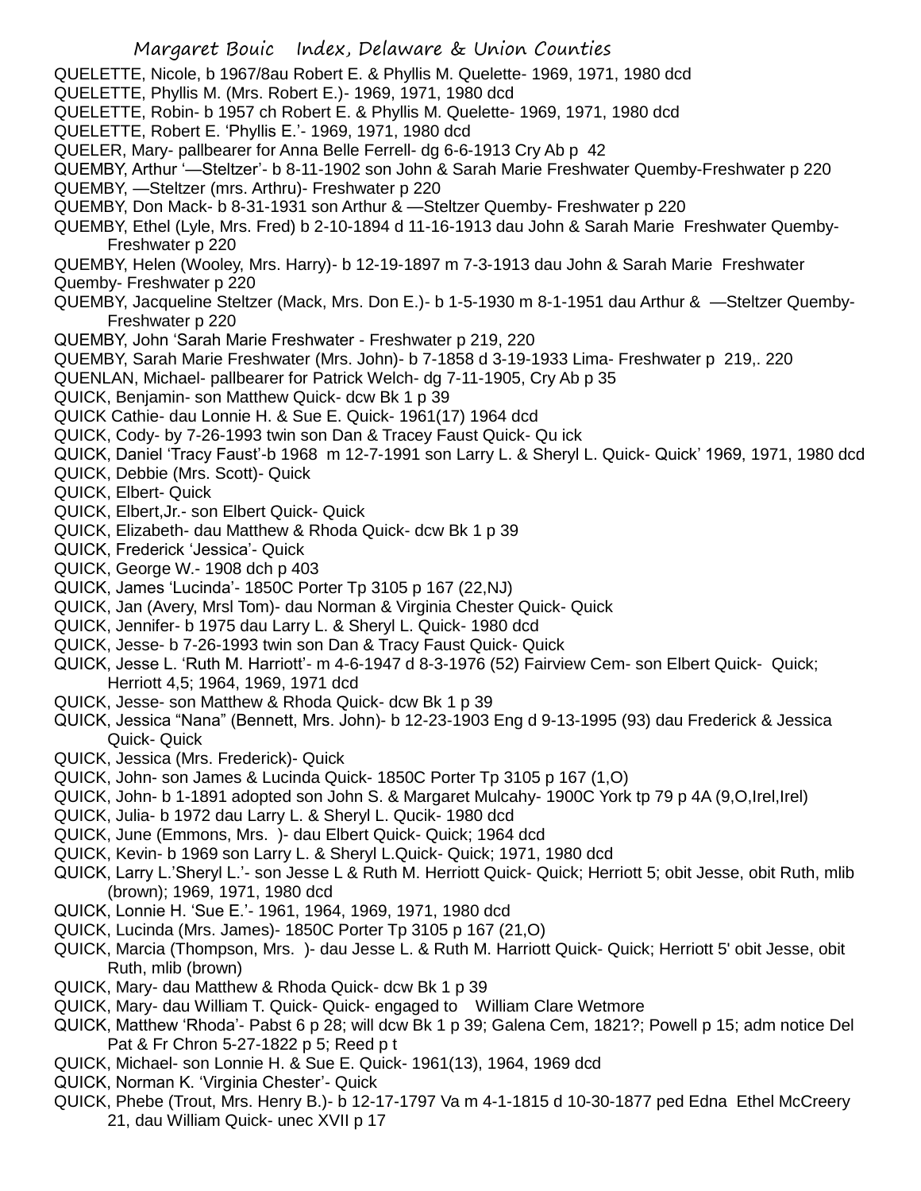QUELETTE, Nicole, b 1967/8au Robert E. & Phyllis M. Quelette- 1969, 1971, 1980 dcd

QUELETTE, Phyllis M. (Mrs. Robert E.)- 1969, 1971, 1980 dcd

QUELETTE, Robin- b 1957 ch Robert E. & Phyllis M. Quelette- 1969, 1971, 1980 dcd

QUELETTE, Robert E. 'Phyllis E.'- 1969, 1971, 1980 dcd

QUELER, Mary- pallbearer for Anna Belle Ferrell- dg 6-6-1913 Cry Ab p 42

QUEMBY, Arthur '—Steltzer'- b 8-11-1902 son John & Sarah Marie Freshwater Quemby-Freshwater p 220

QUEMBY, —Steltzer (mrs. Arthru)- Freshwater p 220

QUEMBY, Don Mack- b 8-31-1931 son Arthur & —Steltzer Quemby- Freshwater p 220

QUEMBY, Ethel (Lyle, Mrs. Fred) b 2-10-1894 d 11-16-1913 dau John & Sarah Marie Freshwater Quemby- Freshwater p 220

QUEMBY, Helen (Wooley, Mrs. Harry)- b 12-19-1897 m 7-3-1913 dau John & Sarah Marie Freshwater Quemby- Freshwater p 220

QUEMBY, Jacqueline Steltzer (Mack, Mrs. Don E.)- b 1-5-1930 m 8-1-1951 dau Arthur & —Steltzer Quemby- Freshwater p 220

QUEMBY, John 'Sarah Marie Freshwater - Freshwater p 219, 220

QUEMBY, Sarah Marie Freshwater (Mrs. John)- b 7-1858 d 3-19-1933 Lima- Freshwater p 219,. 220

QUENLAN, Michael- pallbearer for Patrick Welch- dg 7-11-1905, Cry Ab p 35

QUICK, Benjamin- son Matthew Quick- dcw Bk 1 p 39

QUICK Cathie- dau Lonnie H. & Sue E. Quick- 1961(17) 1964 dcd

QUICK, Cody- by 7-26-1993 twin son Dan & Tracey Faust Quick- Qu ick

QUICK, Daniel 'Tracy Faust'-b 1968 m 12-7-1991 son Larry L. & Sheryl L. Quick- Quick' 1969, 1971, 1980 dcd

QUICK, Debbie (Mrs. Scott)- Quick

QUICK, Elbert- Quick

QUICK, Elbert,Jr.- son Elbert Quick- Quick

QUICK, Elizabeth- dau Matthew & Rhoda Quick- dcw Bk 1 p 39

QUICK, Frederick 'Jessica'- Quick

QUICK, George W.- 1908 dch p 403

QUICK, James 'Lucinda'- 1850C Porter Tp 3105 p 167 (22,NJ)

QUICK, Jan (Avery, Mrsl Tom)- dau Norman & Virginia Chester Quick- Quick

QUICK, Jennifer- b 1975 dau Larry L. & Sheryl L. Quick- 1980 dcd

QUICK, Jesse- b 7-26-1993 twin son Dan & Tracy Faust Quick- Quick

QUICK, Jesse L. 'Ruth M. Harriott'- m 4-6-1947 d 8-3-1976 (52) Fairview Cem- son Elbert Quick- Quick; Herriott 4,5; 1964, 1969, 1971 dcd

QUICK, Jesse- son Matthew & Rhoda Quick- dcw Bk 1 p 39

QUICK, Jessica "Nana" (Bennett, Mrs. John)- b 12-23-1903 Eng d 9-13-1995 (93) dau Frederick & Jessica Quick- Quick

QUICK, Jessica (Mrs. Frederick)- Quick

QUICK, John- son James & Lucinda Quick- 1850C Porter Tp 3105 p 167 (1,O)

QUICK, John- b 1-1891 adopted son John S. & Margaret Mulcahy- 1900C York tp 79 p 4A (9,O,Irel,Irel)

QUICK, Julia- b 1972 dau Larry L. & Sheryl L. Qucik- 1980 dcd

QUICK, June (Emmons, Mrs. )- dau Elbert Quick- Quick; 1964 dcd

QUICK, Kevin- b 1969 son Larry L. & Sheryl L.Quick- Quick; 1971, 1980 dcd

QUICK, Larry L.'Sheryl L.'- son Jesse L & Ruth M. Herriott Quick- Quick; Herriott 5; obit Jesse, obit Ruth, mlib (brown); 1969, 1971, 1980 dcd

QUICK, Lonnie H. 'Sue E.'- 1961, 1964, 1969, 1971, 1980 dcd

QUICK, Lucinda (Mrs. James)- 1850C Porter Tp 3105 p 167 (21,O)

QUICK, Marcia (Thompson, Mrs. )- dau Jesse L. & Ruth M. Harriott Quick- Quick; Herriott 5' obit Jesse, obit Ruth, mlib (brown)

QUICK, Mary- dau Matthew & Rhoda Quick- dcw Bk 1 p 39

QUICK, Mary- dau William T. Quick- Quick- engaged to William Clare Wetmore

QUICK, Matthew 'Rhoda'- Pabst 6 p 28; will dcw Bk 1 p 39; Galena Cem, 1821?; Powell p 15; adm notice Del Pat & Fr Chron 5-27-1822 p 5; Reed p t

QUICK, Michael- son Lonnie H. & Sue E. Quick- 1961(13), 1964, 1969 dcd

QUICK, Norman K. 'Virginia Chester'- Quick

QUICK, Phebe (Trout, Mrs. Henry B.)- b 12-17-1797 Va m 4-1-1815 d 10-30-1877 ped Edna Ethel McCreery 21, dau William Quick- unec XVII p 17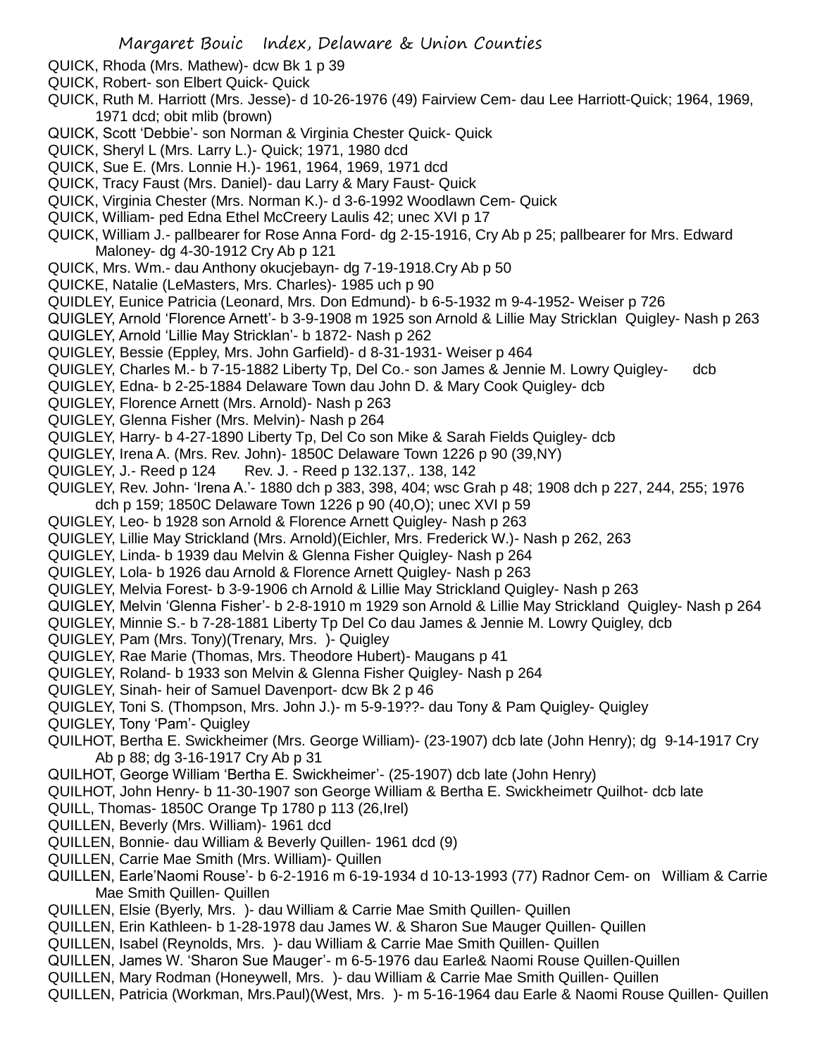QUICK, Rhoda (Mrs. Mathew)- dcw Bk 1 p 39

QUICK, Robert- son Elbert Quick- Quick

QUICK, Ruth M. Harriott (Mrs. Jesse)- d 10-26-1976 (49) Fairview Cem- dau Lee Harriott-Quick; 1964, 1969, 1971 dcd; obit mlib (brown)

QUICK, Scott 'Debbie'- son Norman & Virginia Chester Quick- Quick

QUICK, Sheryl L (Mrs. Larry L.)- Quick; 1971, 1980 dcd

QUICK, Sue E. (Mrs. Lonnie H.)- 1961, 1964, 1969, 1971 dcd

QUICK, Tracy Faust (Mrs. Daniel)- dau Larry & Mary Faust- Quick

QUICK, Virginia Chester (Mrs. Norman K.)- d 3-6-1992 Woodlawn Cem- Quick

QUICK, William- ped Edna Ethel McCreery Laulis 42; unec XVI p 17

QUICK, William J.- pallbearer for Rose Anna Ford- dg 2-15-1916, Cry Ab p 25; pallbearer for Mrs. Edward Maloney- dg 4-30-1912 Cry Ab p 121

QUICK, Mrs. Wm.- dau Anthony okucjebayn- dg 7-19-1918.Cry Ab p 50

QUICKE, Natalie (LeMasters, Mrs. Charles)- 1985 uch p 90

QUIDLEY, Eunice Patricia (Leonard, Mrs. Don Edmund)- b 6-5-1932 m 9-4-1952- Weiser p 726

QUIGLEY, Arnold 'Florence Arnett'- b 3-9-1908 m 1925 son Arnold & Lillie May Stricklan Quigley- Nash p 263

QUIGLEY, Arnold 'Lillie May Stricklan'- b 1872- Nash p 262

QUIGLEY, Bessie (Eppley, Mrs. John Garfield)- d 8-31-1931- Weiser p 464

QUIGLEY, Charles M.- b 7-15-1882 Liberty Tp, Del Co.- son James & Jennie M. Lowry Quigley- dcb

QUIGLEY, Edna- b 2-25-1884 Delaware Town dau John D. & Mary Cook Quigley- dcb

QUIGLEY, Florence Arnett (Mrs. Arnold)- Nash p 263

QUIGLEY, Glenna Fisher (Mrs. Melvin)- Nash p 264

QUIGLEY, Harry- b 4-27-1890 Liberty Tp, Del Co son Mike & Sarah Fields Quigley- dcb

QUIGLEY, Irena A. (Mrs. Rev. John)- 1850C Delaware Town 1226 p 90 (39,NY)

QUIGLEY, J.- Reed p 124 Rev. J. - Reed p 132.137,. 138, 142

QUIGLEY, Rev. John- 'Irena A.'- 1880 dch p 383, 398, 404; wsc Grah p 48; 1908 dch p 227, 244, 255; 1976 dch p 159; 1850C Delaware Town 1226 p 90 (40,O); unec XVI p 59

QUIGLEY, Leo- b 1928 son Arnold & Florence Arnett Quigley- Nash p 263

QUIGLEY, Lillie May Strickland (Mrs. Arnold)(Eichler, Mrs. Frederick W.)- Nash p 262, 263

QUIGLEY, Linda- b 1939 dau Melvin & Glenna Fisher Quigley- Nash p 264

QUIGLEY, Lola- b 1926 dau Arnold & Florence Arnett Quigley- Nash p 263

QUIGLEY, Melvia Forest- b 3-9-1906 ch Arnold & Lillie May Strickland Quigley- Nash p 263

QUIGLEY, Melvin 'Glenna Fisher'- b 2-8-1910 m 1929 son Arnold & Lillie May Strickland Quigley- Nash p 264

QUIGLEY, Minnie S.- b 7-28-1881 Liberty Tp Del Co dau James & Jennie M. Lowry Quigley, dcb

QUIGLEY, Pam (Mrs. Tony)(Trenary, Mrs. )- Quigley

QUIGLEY, Rae Marie (Thomas, Mrs. Theodore Hubert)- Maugans p 41

QUIGLEY, Roland- b 1933 son Melvin & Glenna Fisher Quigley- Nash p 264

QUIGLEY, Sinah- heir of Samuel Davenport- dcw Bk 2 p 46

QUIGLEY, Toni S. (Thompson, Mrs. John J.)- m 5-9-19??- dau Tony & Pam Quigley- Quigley

QUIGLEY, Tony 'Pam'- Quigley

QUILHOT, Bertha E. Swickheimer (Mrs. George William)- (23-1907) dcb late (John Henry); dg 9-14-1917 Cry Ab p 88; dg 3-16-1917 Cry Ab p 31

QUILHOT, George William 'Bertha E. Swickheimer'- (25-1907) dcb late (John Henry)

QUILHOT, John Henry- b 11-30-1907 son George William & Bertha E. Swickheimetr Quilhot- dcb late

QUILL, Thomas- 1850C Orange Tp 1780 p 113 (26,Irel)

QUILLEN, Beverly (Mrs. William)- 1961 dcd

QUILLEN, Bonnie- dau William & Beverly Quillen- 1961 dcd (9)

QUILLEN, Carrie Mae Smith (Mrs. William)- Quillen

QUILLEN, Earle'Naomi Rouse'- b 6-2-1916 m 6-19-1934 d 10-13-1993 (77) Radnor Cem- on William & Carrie Mae Smith Quillen- Quillen

QUILLEN, Elsie (Byerly, Mrs. )- dau William & Carrie Mae Smith Quillen- Quillen

QUILLEN, Erin Kathleen- b 1-28-1978 dau James W. & Sharon Sue Mauger Quillen- Quillen

QUILLEN, Isabel (Reynolds, Mrs. )- dau William & Carrie Mae Smith Quillen- Quillen

QUILLEN, James W. 'Sharon Sue Mauger'- m 6-5-1976 dau Earle& Naomi Rouse Quillen-Quillen

QUILLEN, Mary Rodman (Honeywell, Mrs. )- dau William & Carrie Mae Smith Quillen- Quillen

QUILLEN, Patricia (Workman, Mrs.Paul)(West, Mrs. )- m 5-16-1964 dau Earle & Naomi Rouse Quillen- Quillen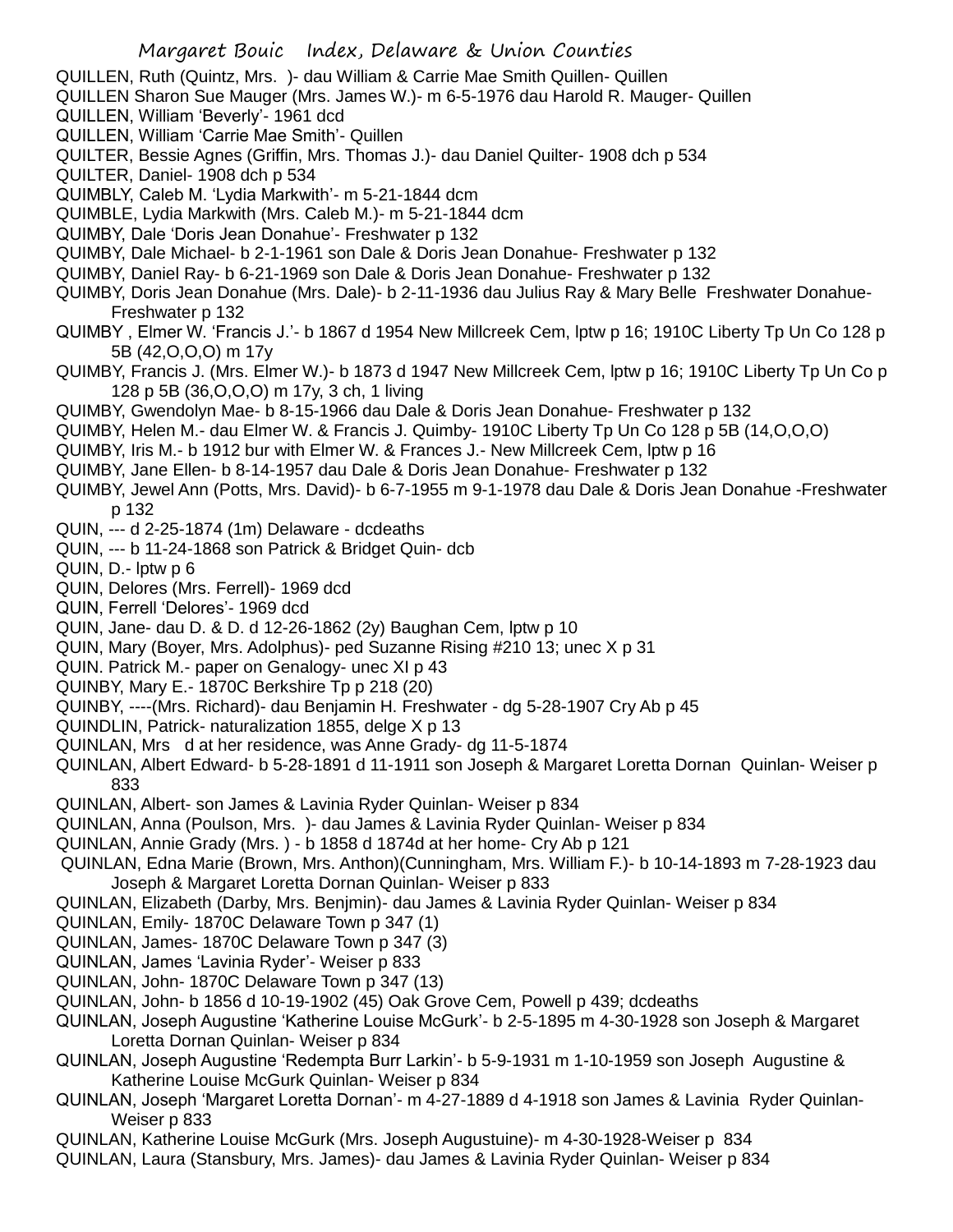QUILLEN, Ruth (Quintz, Mrs. )- dau William & Carrie Mae Smith Quillen- Quillen

QUILLEN Sharon Sue Mauger (Mrs. James W.)- m 6-5-1976 dau Harold R. Mauger- Quillen

QUILLEN, William 'Beverly'- 1961 dcd

QUILLEN, William 'Carrie Mae Smith'- Quillen

QUILTER, Bessie Agnes (Griffin, Mrs. Thomas J.)- dau Daniel Quilter- 1908 dch p 534

QUILTER, Daniel- 1908 dch p 534

QUIMBLY, Caleb M. 'Lydia Markwith'- m 5-21-1844 dcm

QUIMBLE, Lydia Markwith (Mrs. Caleb M.)- m 5-21-1844 dcm

QUIMBY, Dale 'Doris Jean Donahue'- Freshwater p 132

QUIMBY, Dale Michael- b 2-1-1961 son Dale & Doris Jean Donahue- Freshwater p 132

QUIMBY, Daniel Ray- b 6-21-1969 son Dale & Doris Jean Donahue- Freshwater p 132

QUIMBY, Doris Jean Donahue (Mrs. Dale)- b 2-11-1936 dau Julius Ray & Mary Belle Freshwater Donahue- Freshwater p 132

QUIMBY , Elmer W. 'Francis J.'- b 1867 d 1954 New Millcreek Cem, lptw p 16; 1910C Liberty Tp Un Co 128 p 5B (42,O,O,O) m 17y

QUIMBY, Francis J. (Mrs. Elmer W.)- b 1873 d 1947 New Millcreek Cem, lptw p 16; 1910C Liberty Tp Un Co p 128 p 5B (36,O,O,O) m 17y, 3 ch, 1 living

QUIMBY, Gwendolyn Mae- b 8-15-1966 dau Dale & Doris Jean Donahue- Freshwater p 132

QUIMBY, Helen M.- dau Elmer W. & Francis J. Quimby- 1910C Liberty Tp Un Co 128 p 5B (14,O,O,O)

QUIMBY, Iris M.- b 1912 bur with Elmer W. & Frances J.- New Millcreek Cem, lptw p 16

QUIMBY, Jane Ellen- b 8-14-1957 dau Dale & Doris Jean Donahue- Freshwater p 132

QUIMBY, Jewel Ann (Potts, Mrs. David)- b 6-7-1955 m 9-1-1978 dau Dale & Doris Jean Donahue -Freshwater p 132

QUIN, --- d 2-25-1874 (1m) Delaware - dcdeaths

QUIN, --- b 11-24-1868 son Patrick & Bridget Quin- dcb

QUIN, D.- lptw p 6

QUIN, Delores (Mrs. Ferrell)- 1969 dcd

QUIN, Ferrell 'Delores'- 1969 dcd

QUIN, Jane- dau D. & D. d 12-26-1862 (2y) Baughan Cem, lptw p 10

QUIN, Mary (Boyer, Mrs. Adolphus)- ped Suzanne Rising #210 13; unec X p 31

QUIN. Patrick M.- paper on Genalogy- unec XI p 43

QUINBY, Mary E.- 1870C Berkshire Tp p 218 (20)

QUINBY, ----(Mrs. Richard)- dau Benjamin H. Freshwater - dg 5-28-1907 Cry Ab p 45

QUINDLIN, Patrick- naturalization 1855, delge X p 13

QUINLAN, Mrs d at her residence, was Anne Grady- dg 11-5-1874

QUINLAN, Albert Edward- b 5-28-1891 d 11-1911 son Joseph & Margaret Loretta Dornan Quinlan- Weiser p 833

QUINLAN, Albert- son James & Lavinia Ryder Quinlan- Weiser p 834

QUINLAN, Anna (Poulson, Mrs. )- dau James & Lavinia Ryder Quinlan- Weiser p 834

QUINLAN, Annie Grady (Mrs. ) - b 1858 d 1874d at her home- Cry Ab p 121

QUINLAN, Edna Marie (Brown, Mrs. Anthon)(Cunningham, Mrs. William F.)- b 10-14-1893 m 7-28-1923 dau Joseph & Margaret Loretta Dornan Quinlan- Weiser p 833

QUINLAN, Elizabeth (Darby, Mrs. Benjmin)- dau James & Lavinia Ryder Quinlan- Weiser p 834

QUINLAN, Emily- 1870C Delaware Town p 347 (1)

QUINLAN, James- 1870C Delaware Town p 347 (3)

QUINLAN, James 'Lavinia Ryder'- Weiser p 833

QUINLAN, John- 1870C Delaware Town p 347 (13)

QUINLAN, John- b 1856 d 10-19-1902 (45) Oak Grove Cem, Powell p 439; dcdeaths

QUINLAN, Joseph Augustine 'Katherine Louise McGurk'- b 2-5-1895 m 4-30-1928 son Joseph & Margaret Loretta Dornan Quinlan- Weiser p 834

QUINLAN, Joseph Augustine 'Redempta Burr Larkin'- b 5-9-1931 m 1-10-1959 son Joseph Augustine & Katherine Louise McGurk Quinlan- Weiser p 834

QUINLAN, Joseph 'Margaret Loretta Dornan'- m 4-27-1889 d 4-1918 son James & Lavinia Ryder Quinlan- Weiser p 833

QUINLAN, Katherine Louise McGurk (Mrs. Joseph Augustuine)- m 4-30-1928-Weiser p 834

QUINLAN, Laura (Stansbury, Mrs. James)- dau James & Lavinia Ryder Quinlan- Weiser p 834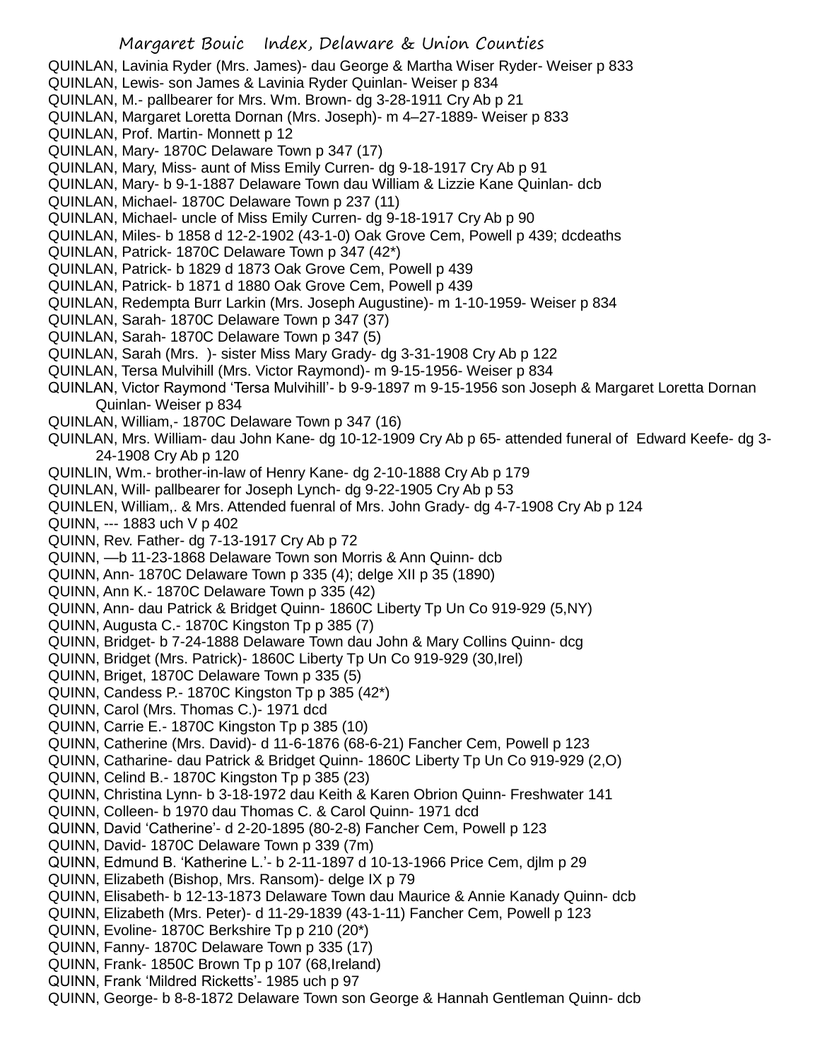QUINLAN, Lavinia Ryder (Mrs. James)- dau George & Martha Wiser Ryder- Weiser p 833
QUINLAN, Lewis- son James & Lavinia Ryder Quinlan- Weiser p 834
QUINLAN, M.- pallbearer for Mrs. Wm. Brown- dg 3-28-1911 Cry Ab p 21
QUINLAN, Margaret Loretta Dornan (Mrs. Joseph)- m 4–27-1889- Weiser p 833
QUINLAN, Prof. Martin- Monnett p 12
QUINLAN, Mary- 1870C Delaware Town p 347 (17)
QUINLAN, Mary, Miss- aunt of Miss Emily Curren- dg 9-18-1917 Cry Ab p 91
QUINLAN, Mary- b 9-1-1887 Delaware Town dau William & Lizzie Kane Quinlan- dcb
QUINLAN, Michael- 1870C Delaware Town p 237 (11)
QUINLAN, Michael- uncle of Miss Emily Curren- dg 9-18-1917 Cry Ab p 90
QUINLAN, Miles- b 1858 d 12-2-1902 (43-1-0) Oak Grove Cem, Powell p 439; dcdeaths
QUINLAN, Patrick- 1870C Delaware Town p 347 (42*)
QUINLAN, Patrick- b 1829 d 1873 Oak Grove Cem, Powell p 439
QUINLAN, Patrick- b 1871 d 1880 Oak Grove Cem, Powell p 439
QUINLAN, Redempta Burr Larkin (Mrs. Joseph Augustine)- m 1-10-1959- Weiser p 834
QUINLAN, Sarah- 1870C Delaware Town p 347 (37)
QUINLAN, Sarah- 1870C Delaware Town p 347 (5)
QUINLAN, Sarah (Mrs. )- sister Miss Mary Grady- dg 3-31-1908 Cry Ab p 122
QUINLAN, Tersa Mulvihill (Mrs. Victor Raymond)- m 9-15-1956- Weiser p 834
QUINLAN, Victor Raymond 'Tersa Mulvihill'- b 9-9-1897 m 9-15-1956 son Joseph & Margaret Loretta Dornan Quinlan- Weiser p 834
QUINLAN, William,- 1870C Delaware Town p 347 (16)
QUINLAN, Mrs. William- dau John Kane- dg 10-12-1909 Cry Ab p 65- attended funeral of Edward Keefe- dg 3-24-1908 Cry Ab p 120
QUINLIN, Wm.- brother-in-law of Henry Kane- dg 2-10-1888 Cry Ab p 179
QUINLAN, Will- pallbearer for Joseph Lynch- dg 9-22-1905 Cry Ab p 53
QUINLEN, William,. & Mrs. Attended fuenral of Mrs. John Grady- dg 4-7-1908 Cry Ab p 124
QUINN, --- 1883 uch V p 402
QUINN, Rev. Father- dg 7-13-1917 Cry Ab p 72
QUINN, —b 11-23-1868 Delaware Town son Morris & Ann Quinn- dcb
QUINN, Ann- 1870C Delaware Town p 335 (4); delge XII p 35 (1890)
QUINN, Ann K.- 1870C Delaware Town p 335 (42)
QUINN, Ann- dau Patrick & Bridget Quinn- 1860C Liberty Tp Un Co 919-929 (5,NY)
QUINN, Augusta C.- 1870C Kingston Tp p 385 (7)
QUINN, Bridget- b 7-24-1888 Delaware Town dau John & Mary Collins Quinn- dcg
QUINN, Bridget (Mrs. Patrick)- 1860C Liberty Tp Un Co 919-929 (30,Irel)
QUINN, Briget, 1870C Delaware Town p 335 (5)
QUINN, Candess P.- 1870C Kingston Tp p 385 (42*)
QUINN, Carol (Mrs. Thomas C.)- 1971 dcd
QUINN, Carrie E.- 1870C Kingston Tp p 385 (10)
QUINN, Catherine (Mrs. David)- d 11-6-1876 (68-6-21) Fancher Cem, Powell p 123
QUINN, Catharine- dau Patrick & Bridget Quinn- 1860C Liberty Tp Un Co 919-929 (2,O)
QUINN, Celind B.- 1870C Kingston Tp p 385 (23)
QUINN, Christina Lynn- b 3-18-1972 dau Keith & Karen Obrion Quinn- Freshwater 141
QUINN, Colleen- b 1970 dau Thomas C. & Carol Quinn- 1971 dcd
QUINN, David 'Catherine'- d 2-20-1895 (80-2-8) Fancher Cem, Powell p 123
QUINN, David- 1870C Delaware Town p 339 (7m)
QUINN, Edmund B. 'Katherine L.'- b 2-11-1897 d 10-13-1966 Price Cem, djlm p 29
QUINN, Elizabeth (Bishop, Mrs. Ransom)- delge IX p 79
QUINN, Elisabeth- b 12-13-1873 Delaware Town dau Maurice & Annie Kanady Quinn- dcb
QUINN, Elizabeth (Mrs. Peter)- d 11-29-1839 (43-1-11) Fancher Cem, Powell p 123
QUINN, Evoline- 1870C Berkshire Tp p 210 (20*)
QUINN, Fanny- 1870C Delaware Town p 335 (17)
QUINN, Frank- 1850C Brown Tp p 107 (68,Ireland)
QUINN, Frank 'Mildred Ricketts'- 1985 uch p 97
QUINN, George- b 8-8-1872 Delaware Town son George & Hannah Gentleman Quinn- dcb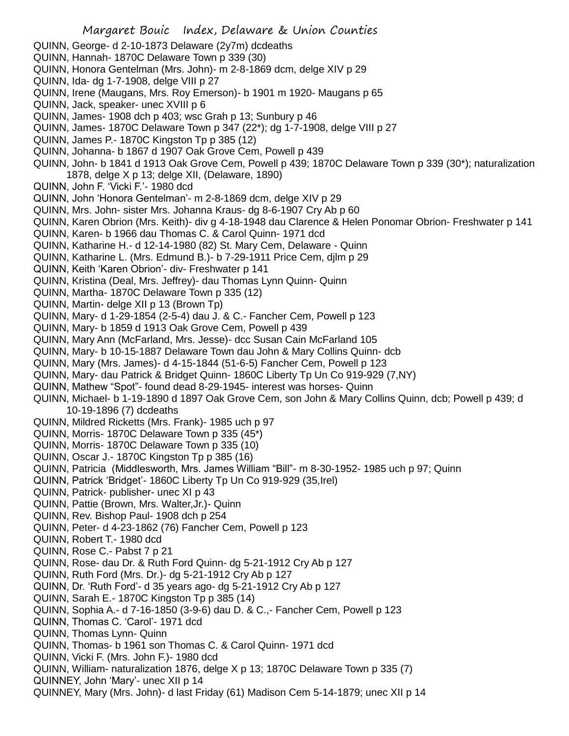QUINN, George- d 2-10-1873 Delaware (2y7m) dcdeaths
QUINN, Hannah- 1870C Delaware Town p 339 (30)
QUINN, Honora Gentelman (Mrs. John)- m 2-8-1869 dcm, delge XIV p 29
QUINN, Ida- dg 1-7-1908, delge VIII p 27
QUINN, Irene (Maugans, Mrs. Roy Emerson)- b 1901 m 1920- Maugans p 65
QUINN, Jack, speaker- unec XVIII p 6
QUINN, James- 1908 dch p 403; wsc Grah p 13; Sunbury p 46
QUINN, James- 1870C Delaware Town p 347 (22*); dg 1-7-1908, delge VIII p 27
QUINN, James P.- 1870C Kingston Tp p 385 (12)
QUINN, Johanna- b 1867 d 1907 Oak Grove Cem, Powell p 439
QUINN, John- b 1841 d 1913 Oak Grove Cem, Powell p 439; 1870C Delaware Town p 339 (30*); naturalization 1878, delge X p 13; delge XII, (Delaware, 1890)
QUINN, John F. 'Vicki F.'- 1980 dcd
QUINN, John 'Honora Gentelman'- m 2-8-1869 dcm, delge XIV p 29
QUINN, Mrs. John- sister Mrs. Johanna Kraus- dg 8-6-1907 Cry Ab p 60
QUINN, Karen Obrion (Mrs. Keith)- div g 4-18-1948 dau Clarence & Helen Ponomar Obrion- Freshwater p 141
QUINN, Karen- b 1966 dau Thomas C. & Carol Quinn- 1971 dcd
QUINN, Katharine H.- d 12-14-1980 (82) St. Mary Cem, Delaware - Quinn
QUINN, Katharine L. (Mrs. Edmund B.)- b 7-29-1911 Price Cem, djlm p 29
QUINN, Keith 'Karen Obrion'- div- Freshwater p 141
QUINN, Kristina (Deal, Mrs. Jeffrey)- dau Thomas Lynn Quinn- Quinn
QUINN, Martha- 1870C Delaware Town p 335 (12)
QUINN, Martin- delge XII p 13 (Brown Tp)
QUINN, Mary- d 1-29-1854 (2-5-4) dau J. & C.- Fancher Cem, Powell p 123
QUINN, Mary- b 1859 d 1913 Oak Grove Cem, Powell p 439
QUINN, Mary Ann (McFarland, Mrs. Jesse)- dcc Susan Cain McFarland 105
QUINN, Mary- b 10-15-1887 Delaware Town dau John & Mary Collins Quinn- dcb
QUINN, Mary (Mrs. James)- d 4-15-1844 (51-6-5) Fancher Cem, Powell p 123
QUINN, Mary- dau Patrick & Bridget Quinn- 1860C Liberty Tp Un Co 919-929 (7,NY)
QUINN, Mathew "Spot"- found dead 8-29-1945- interest was horses- Quinn
QUINN, Michael- b 1-19-1890 d 1897 Oak Grove Cem, son John & Mary Collins Quinn, dcb; Powell p 439; d 10-19-1896 (7) dcdeaths
QUINN, Mildred Ricketts (Mrs. Frank)- 1985 uch p 97
QUINN, Morris- 1870C Delaware Town p 335 (45*)
QUINN, Morris- 1870C Delaware Town p 335 (10)
QUINN, Oscar J.- 1870C Kingston Tp p 385 (16)
QUINN, Patricia (Middlesworth, Mrs. James William "Bill"- m 8-30-1952- 1985 uch p 97; Quinn
QUINN, Patrick 'Bridget'- 1860C Liberty Tp Un Co 919-929 (35,Irel)
QUINN, Patrick- publisher- unec XI p 43
QUINN, Pattie (Brown, Mrs. Walter,Jr.)- Quinn
QUINN, Rev. Bishop Paul- 1908 dch p 254
QUINN, Peter- d 4-23-1862 (76) Fancher Cem, Powell p 123
QUINN, Robert T.- 1980 dcd
QUINN, Rose C.- Pabst 7 p 21
QUINN, Rose- dau Dr. & Ruth Ford Quinn- dg 5-21-1912 Cry Ab p 127
QUINN, Ruth Ford (Mrs. Dr.)- dg 5-21-1912 Cry Ab p 127
QUINN, Dr. 'Ruth Ford'- d 35 years ago- dg 5-21-1912 Cry Ab p 127
QUINN, Sarah E.- 1870C Kingston Tp p 385 (14)
QUINN, Sophia A.- d 7-16-1850 (3-9-6) dau D. & C.,- Fancher Cem, Powell p 123
QUINN, Thomas C. 'Carol'- 1971 dcd
QUINN, Thomas Lynn- Quinn
QUINN, Thomas- b 1961 son Thomas C. & Carol Quinn- 1971 dcd
QUINN, Vicki F. (Mrs. John F.)- 1980 dcd
QUINN, William- naturalization 1876, delge X p 13; 1870C Delaware Town p 335 (7)
QUINNEY, John 'Mary'- unec XII p 14
QUINNEY, Mary (Mrs. John)- d last Friday (61) Madison Cem 5-14-1879; unec XII p 14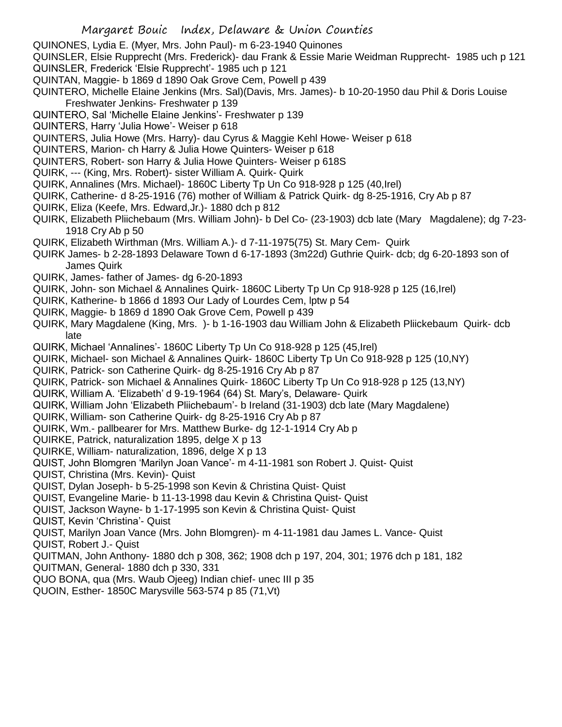QUINONES, Lydia E. (Myer, Mrs. John Paul)- m 6-23-1940 Quinones

QUINSLER, Elsie Rupprecht (Mrs. Frederick)- dau Frank & Essie Marie Weidman Rupprecht- 1985 uch p 121

QUINSLER, Frederick 'Elsie Rupprecht'- 1985 uch p 121

QUINTAN, Maggie- b 1869 d 1890 Oak Grove Cem, Powell p 439

QUINTERO, Michelle Elaine Jenkins (Mrs. Sal)(Davis, Mrs. James)- b 10-20-1950 dau Phil & Doris Louise Freshwater Jenkins- Freshwater p 139

QUINTERO, Sal 'Michelle Elaine Jenkins'- Freshwater p 139

QUINTERS, Harry 'Julia Howe'- Weiser p 618

QUINTERS, Julia Howe (Mrs. Harry)- dau Cyrus & Maggie Kehl Howe- Weiser p 618

QUINTERS, Marion- ch Harry & Julia Howe Quinters- Weiser p 618

QUINTERS, Robert- son Harry & Julia Howe Quinters- Weiser p 618S

QUIRK, --- (King, Mrs. Robert)- sister William A. Quirk- Quirk

QUIRK, Annalines (Mrs. Michael)- 1860C Liberty Tp Un Co 918-928 p 125 (40,Irel)

QUIRK, Catherine- d 8-25-1916 (76) mother of William & Patrick Quirk- dg 8-25-1916, Cry Ab p 87

QUIRK, Eliza (Keefe, Mrs. Edward,Jr.)- 1880 dch p 812

QUIRK, Elizabeth Pliichebaum (Mrs. William John)- b Del Co- (23-1903) dcb late (Mary Magdalene); dg 7-23-1918 Cry Ab p 50

QUIRK, Elizabeth Wirthman (Mrs. William A.)- d 7-11-1975(75) St. Mary Cem- Quirk

QUIRK James- b 2-28-1893 Delaware Town d 6-17-1893 (3m22d) Guthrie Quirk- dcb; dg 6-20-1893 son of James Quirk

QUIRK, James- father of James- dg 6-20-1893

QUIRK, John- son Michael & Annalines Quirk- 1860C Liberty Tp Un Cp 918-928 p 125 (16,Irel)

QUIRK, Katherine- b 1866 d 1893 Our Lady of Lourdes Cem, lptw p 54

QUIRK, Maggie- b 1869 d 1890 Oak Grove Cem, Powell p 439

QUIRK, Mary Magdalene (King, Mrs. )- b 1-16-1903 dau William John & Elizabeth Pliickebaum Quirk- dcb late

QUIRK, Michael 'Annalines'- 1860C Liberty Tp Un Co 918-928 p 125 (45,Irel)

QUIRK, Michael- son Michael & Annalines Quirk- 1860C Liberty Tp Un Co 918-928 p 125 (10,NY)

QUIRK, Patrick- son Catherine Quirk- dg 8-25-1916 Cry Ab p 87

QUIRK, Patrick- son Michael & Annalines Quirk- 1860C Liberty Tp Un Co 918-928 p 125 (13,NY)

QUIRK, William A. 'Elizabeth' d 9-19-1964 (64) St. Mary's, Delaware- Quirk

QUIRK, William John 'Elizabeth Pliichebaum'- b Ireland (31-1903) dcb late (Mary Magdalene)

QUIRK, William- son Catherine Quirk- dg 8-25-1916 Cry Ab p 87

QUIRK, Wm.- pallbearer for Mrs. Matthew Burke- dg 12-1-1914 Cry Ab p

QUIRKE, Patrick, naturalization 1895, delge X p 13

QUIRKE, William- naturalization, 1896, delge X p 13

QUIST, John Blomgren 'Marilyn Joan Vance'- m 4-11-1981 son Robert J. Quist- Quist

QUIST, Christina (Mrs. Kevin)- Quist

QUIST, Dylan Joseph- b 5-25-1998 son Kevin & Christina Quist- Quist

QUIST, Evangeline Marie- b 11-13-1998 dau Kevin & Christina Quist- Quist

QUIST, Jackson Wayne- b 1-17-1995 son Kevin & Christina Quist- Quist

QUIST, Kevin 'Christina'- Quist

QUIST, Marilyn Joan Vance (Mrs. John Blomgren)- m 4-11-1981 dau James L. Vance- Quist

QUIST, Robert J.- Quist

QUITMAN, John Anthony- 1880 dch p 308, 362; 1908 dch p 197, 204, 301; 1976 dch p 181, 182

QUITMAN, General- 1880 dch p 330, 331

QUO BONA, qua (Mrs. Waub Ojeeg) Indian chief- unec III p 35

QUOIN, Esther- 1850C Marysville 563-574 p 85 (71,Vt)